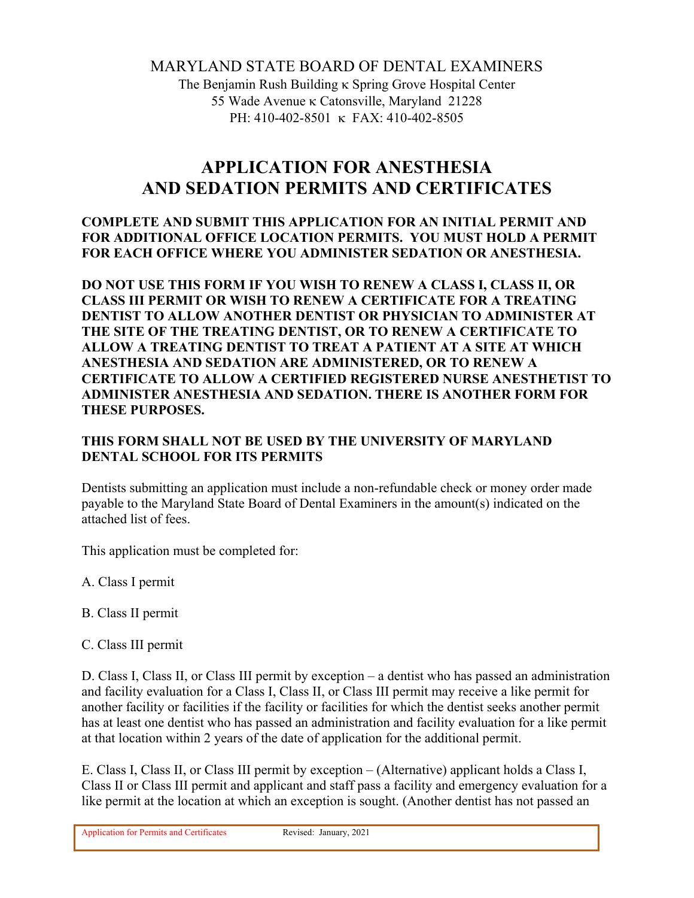MARYLAND STATE BOARD OF DENTAL EXAMINERS
The Benjamin Rush Building κ Spring Grove Hospital Center
55 Wade Avenue κ Catonsville, Maryland 21228
PH: 410-402-8501 κ FAX: 410-402-8505

# APPLICATION FOR ANESTHESIA AND SEDATION PERMITS AND CERTIFICATES

**COMPLETE AND SUBMIT THIS APPLICATION FOR AN INITIAL PERMIT AND FOR ADDITIONAL OFFICE LOCATION PERMITS. YOU MUST HOLD A PERMIT FOR EACH OFFICE WHERE YOU ADMINISTER SEDATION OR ANESTHESIA.**

**DO NOT USE THIS FORM IF YOU WISH TO RENEW A CLASS I, CLASS II, OR CLASS III PERMIT OR WISH TO RENEW A CERTIFICATE FOR A TREATING DENTIST TO ALLOW ANOTHER DENTIST OR PHYSICIAN TO ADMINISTER AT THE SITE OF THE TREATING DENTIST, OR TO RENEW A CERTIFICATE TO ALLOW A TREATING DENTIST TO TREAT A PATIENT AT A SITE AT WHICH ANESTHESIA AND SEDATION ARE ADMINISTERED, OR TO RENEW A CERTIFICATE TO ALLOW A CERTIFIED REGISTERED NURSE ANESTHETIST TO ADMINISTER ANESTHESIA AND SEDATION. THERE IS ANOTHER FORM FOR THESE PURPOSES.**

**THIS FORM SHALL NOT BE USED BY THE UNIVERSITY OF MARYLAND DENTAL SCHOOL FOR ITS PERMITS**

Dentists submitting an application must include a non-refundable check or money order made payable to the Maryland State Board of Dental Examiners in the amount(s) indicated on the attached list of fees.

This application must be completed for:

A. Class I permit

B. Class II permit

C. Class III permit

D. Class I, Class II, or Class III permit by exception – a dentist who has passed an administration and facility evaluation for a Class I, Class II, or Class III permit may receive a like permit for another facility or facilities if the facility or facilities for which the dentist seeks another permit has at least one dentist who has passed an administration and facility evaluation for a like permit at that location within 2 years of the date of application for the additional permit.

E. Class I, Class II, or Class III permit by exception – (Alternative) applicant holds a Class I, Class II or Class III permit and applicant and staff pass a facility and emergency evaluation for a like permit at the location at which an exception is sought. (Another dentist has not passed an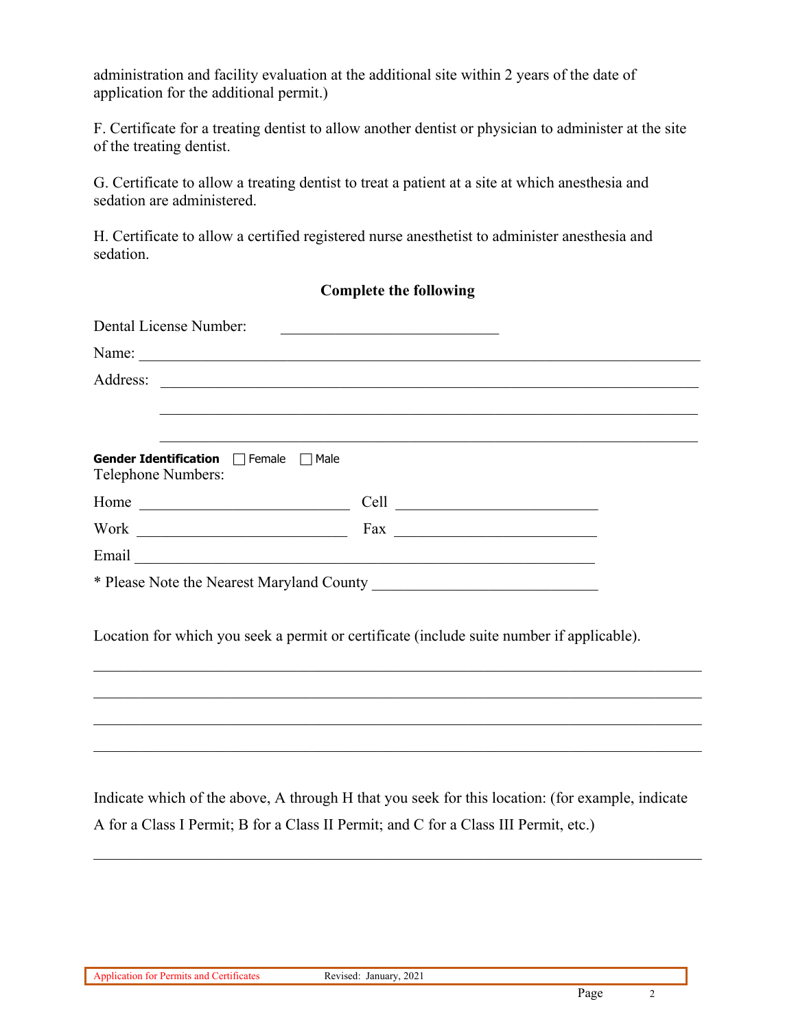administration and facility evaluation at the additional site within 2 years of the date of application for the additional permit.)

F. Certificate for a treating dentist to allow another dentist or physician to administer at the site of the treating dentist.

G. Certificate to allow a treating dentist to treat a patient at a site at which anesthesia and sedation are administered.

H. Certificate to allow a certified registered nurse anesthetist to administer anesthesia and sedation.

**Complete the following**

Dental License Number: ______________________________

Name: ______________________________________________________________________________

Address: ____________________________________________________________________________

____________________________________________________________________________

____________________________________________________________________________

**Gender Identification** ☐ Female ☐ Male

Telephone Numbers:

Home ____________________________ Cell ____________________________

Work ____________________________ Fax ____________________________

Email ______________________________________________________________

* Please Note the Nearest Maryland County ______________________________

Location for which you seek a permit or certificate (include suite number if applicable).

________________________________________________________________________________

________________________________________________________________________________

________________________________________________________________________________

________________________________________________________________________________

Indicate which of the above, A through H that you seek for this location: (for example, indicate A for a Class I Permit; B for a Class II Permit; and C for a Class III Permit, etc.)

________________________________________________________________________________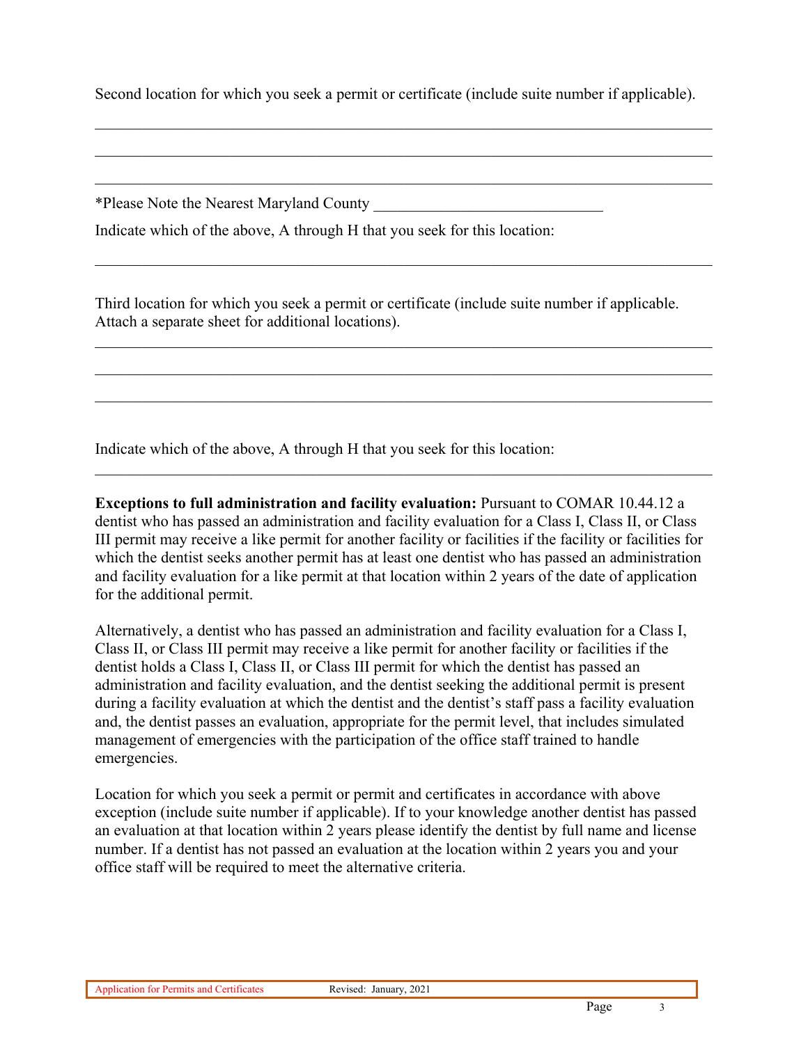Second location for which you seek a permit or certificate (include suite number if applicable).

______________________________________________________________________________

______________________________________________________________________________

______________________________________________________________________________

*Please Note the Nearest Maryland County ______________________________

Indicate which of the above, A through H that you seek for this location:

______________________________________________________________________________

Third location for which you seek a permit or certificate (include suite number if applicable. Attach a separate sheet for additional locations).

______________________________________________________________________________

______________________________________________________________________________

______________________________________________________________________________

Indicate which of the above, A through H that you seek for this location:

______________________________________________________________________________

**Exceptions to full administration and facility evaluation:** Pursuant to COMAR 10.44.12 a dentist who has passed an administration and facility evaluation for a Class I, Class II, or Class III permit may receive a like permit for another facility or facilities if the facility or facilities for which the dentist seeks another permit has at least one dentist who has passed an administration and facility evaluation for a like permit at that location within 2 years of the date of application for the additional permit.

Alternatively, a dentist who has passed an administration and facility evaluation for a Class I, Class II, or Class III permit may receive a like permit for another facility or facilities if the dentist holds a Class I, Class II, or Class III permit for which the dentist has passed an administration and facility evaluation, and the dentist seeking the additional permit is present during a facility evaluation at which the dentist and the dentist's staff pass a facility evaluation and, the dentist passes an evaluation, appropriate for the permit level, that includes simulated management of emergencies with the participation of the office staff trained to handle emergencies.

Location for which you seek a permit or permit and certificates in accordance with above exception (include suite number if applicable). If to your knowledge another dentist has passed an evaluation at that location within 2 years please identify the dentist by full name and license number. If a dentist has not passed an evaluation at the location within 2 years you and your office staff will be required to meet the alternative criteria.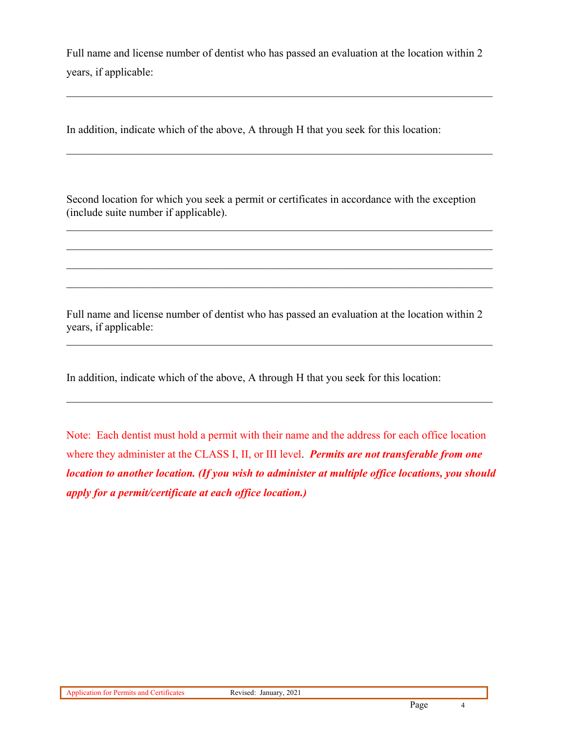Full name and license number of dentist who has passed an evaluation at the location within 2 years, if applicable:

\_\_\_\_\_\_\_\_\_\_\_\_\_\_\_\_\_\_\_\_\_\_\_\_\_\_\_\_\_\_\_\_\_\_\_\_\_\_\_\_\_\_\_\_\_\_\_\_\_\_\_\_\_\_\_\_\_\_\_\_\_\_\_\_\_\_\_\_\_\_\_\_

In addition, indicate which of the above, A through H that you seek for this location:

\_\_\_\_\_\_\_\_\_\_\_\_\_\_\_\_\_\_\_\_\_\_\_\_\_\_\_\_\_\_\_\_\_\_\_\_\_\_\_\_\_\_\_\_\_\_\_\_\_\_\_\_\_\_\_\_\_\_\_\_\_\_\_\_\_\_\_\_\_\_\_\_

Second location for which you seek a permit or certificates in accordance with the exception (include suite number if applicable).

\_\_\_\_\_\_\_\_\_\_\_\_\_\_\_\_\_\_\_\_\_\_\_\_\_\_\_\_\_\_\_\_\_\_\_\_\_\_\_\_\_\_\_\_\_\_\_\_\_\_\_\_\_\_\_\_\_\_\_\_\_\_\_\_\_\_\_\_\_\_\_\_

\_\_\_\_\_\_\_\_\_\_\_\_\_\_\_\_\_\_\_\_\_\_\_\_\_\_\_\_\_\_\_\_\_\_\_\_\_\_\_\_\_\_\_\_\_\_\_\_\_\_\_\_\_\_\_\_\_\_\_\_\_\_\_\_\_\_\_\_\_\_\_\_

\_\_\_\_\_\_\_\_\_\_\_\_\_\_\_\_\_\_\_\_\_\_\_\_\_\_\_\_\_\_\_\_\_\_\_\_\_\_\_\_\_\_\_\_\_\_\_\_\_\_\_\_\_\_\_\_\_\_\_\_\_\_\_\_\_\_\_\_\_\_\_\_

\_\_\_\_\_\_\_\_\_\_\_\_\_\_\_\_\_\_\_\_\_\_\_\_\_\_\_\_\_\_\_\_\_\_\_\_\_\_\_\_\_\_\_\_\_\_\_\_\_\_\_\_\_\_\_\_\_\_\_\_\_\_\_\_\_\_\_\_\_\_\_\_

Full name and license number of dentist who has passed an evaluation at the location within 2 years, if applicable:

\_\_\_\_\_\_\_\_\_\_\_\_\_\_\_\_\_\_\_\_\_\_\_\_\_\_\_\_\_\_\_\_\_\_\_\_\_\_\_\_\_\_\_\_\_\_\_\_\_\_\_\_\_\_\_\_\_\_\_\_\_\_\_\_\_\_\_\_\_\_\_\_

In addition, indicate which of the above, A through H that you seek for this location:

\_\_\_\_\_\_\_\_\_\_\_\_\_\_\_\_\_\_\_\_\_\_\_\_\_\_\_\_\_\_\_\_\_\_\_\_\_\_\_\_\_\_\_\_\_\_\_\_\_\_\_\_\_\_\_\_\_\_\_\_\_\_\_\_\_\_\_\_\_\_\_\_

Note: Each dentist must hold a permit with their name and the address for each office location where they administer at the CLASS I, II, or III level. ***Permits are not transferable from one location to another location. (If you wish to administer at multiple office locations, you should apply for a permit/certificate at each office location.)***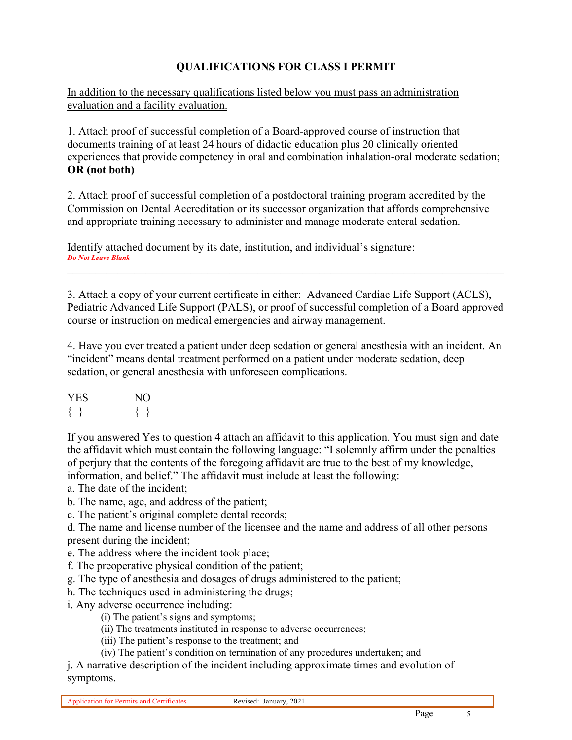# QUALIFICATIONS FOR CLASS I PERMIT

In addition to the necessary qualifications listed below you must pass an administration evaluation and a facility evaluation.

1. Attach proof of successful completion of a Board-approved course of instruction that documents training of at least 24 hours of didactic education plus 20 clinically oriented experiences that provide competency in oral and combination inhalation-oral moderate sedation; **OR (not both)**

2. Attach proof of successful completion of a postdoctoral training program accredited by the Commission on Dental Accreditation or its successor organization that affords comprehensive and appropriate training necessary to administer and manage moderate enteral sedation.

Identify attached document by its date, institution, and individual's signature:
***Do Not Leave Blank***

---

3. Attach a copy of your current certificate in either: Advanced Cardiac Life Support (ACLS), Pediatric Advanced Life Support (PALS), or proof of successful completion of a Board approved course or instruction on medical emergencies and airway management.

4. Have you ever treated a patient under deep sedation or general anesthesia with an incident. An "incident" means dental treatment performed on a patient under moderate sedation, deep sedation, or general anesthesia with unforeseen complications.

| YES | NO |
|---|---|
| { } | { } |

If you answered Yes to question 4 attach an affidavit to this application. You must sign and date the affidavit which must contain the following language: "I solemnly affirm under the penalties of perjury that the contents of the foregoing affidavit are true to the best of my knowledge, information, and belief." The affidavit must include at least the following:

a. The date of the incident;
b. The name, age, and address of the patient;
c. The patient's original complete dental records;
d. The name and license number of the licensee and the name and address of all other persons present during the incident;
e. The address where the incident took place;
f. The preoperative physical condition of the patient;
g. The type of anesthesia and dosages of drugs administered to the patient;
h. The techniques used in administering the drugs;
i. Any adverse occurrence including:
   - (i) The patient's signs and symptoms;
   - (ii) The treatments instituted in response to adverse occurrences;
   - (iii) The patient's response to the treatment; and
   - (iv) The patient's condition on termination of any procedures undertaken; and

j. A narrative description of the incident including approximate times and evolution of symptoms.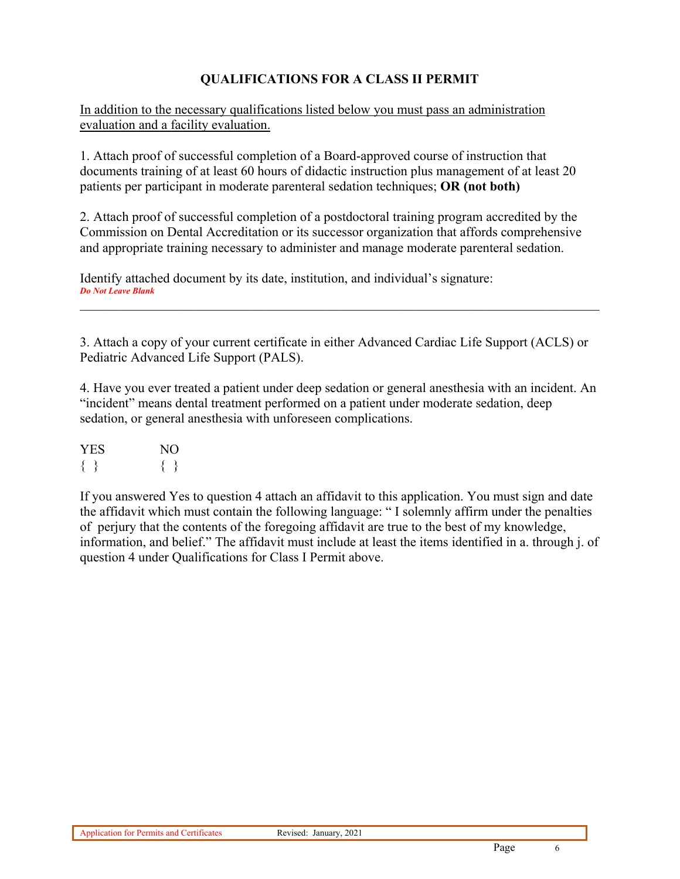## QUALIFICATIONS FOR A CLASS II PERMIT

<u>In addition to the necessary qualifications listed below you must pass an administration evaluation and a facility evaluation.</u>

1. Attach proof of successful completion of a Board-approved course of instruction that documents training of at least 60 hours of didactic instruction plus management of at least 20 patients per participant in moderate parenteral sedation techniques; **OR (not both)**

2. Attach proof of successful completion of a postdoctoral training program accredited by the Commission on Dental Accreditation or its successor organization that affords comprehensive and appropriate training necessary to administer and manage moderate parenteral sedation.

Identify attached document by its date, institution, and individual's signature:
***Do Not Leave Blank***

_______________________________________________________________________________

3. Attach a copy of your current certificate in either Advanced Cardiac Life Support (ACLS) or Pediatric Advanced Life Support (PALS).

4. Have you ever treated a patient under deep sedation or general anesthesia with an incident. An "incident" means dental treatment performed on a patient under moderate sedation, deep sedation, or general anesthesia with unforeseen complications.

| YES | NO |
|---|---|
| { } | { } |

If you answered Yes to question 4 attach an affidavit to this application. You must sign and date the affidavit which must contain the following language: " I solemnly affirm under the penalties of perjury that the contents of the foregoing affidavit are true to the best of my knowledge, information, and belief." The affidavit must include at least the items identified in a. through j. of question 4 under Qualifications for Class I Permit above.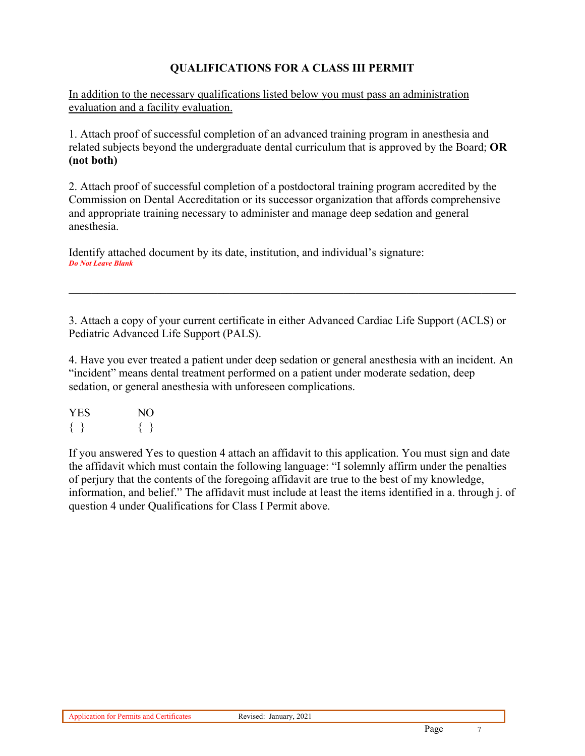## QUALIFICATIONS FOR A CLASS III PERMIT

In addition to the necessary qualifications listed below you must pass an administration evaluation and a facility evaluation.

1. Attach proof of successful completion of an advanced training program in anesthesia and related subjects beyond the undergraduate dental curriculum that is approved by the Board; **OR (not both)**

2. Attach proof of successful completion of a postdoctoral training program accredited by the Commission on Dental Accreditation or its successor organization that affords comprehensive and appropriate training necessary to administer and manage deep sedation and general anesthesia.

Identify attached document by its date, institution, and individual's signature:
***Do Not Leave Blank***

______________________________________________________________________________

3. Attach a copy of your current certificate in either Advanced Cardiac Life Support (ACLS) or Pediatric Advanced Life Support (PALS).

4. Have you ever treated a patient under deep sedation or general anesthesia with an incident. An "incident" means dental treatment performed on a patient under moderate sedation, deep sedation, or general anesthesia with unforeseen complications.

YES { }　　NO { }

If you answered Yes to question 4 attach an affidavit to this application. You must sign and date the affidavit which must contain the following language: "I solemnly affirm under the penalties of perjury that the contents of the foregoing affidavit are true to the best of my knowledge, information, and belief." The affidavit must include at least the items identified in a. through j. of question 4 under Qualifications for Class I Permit above.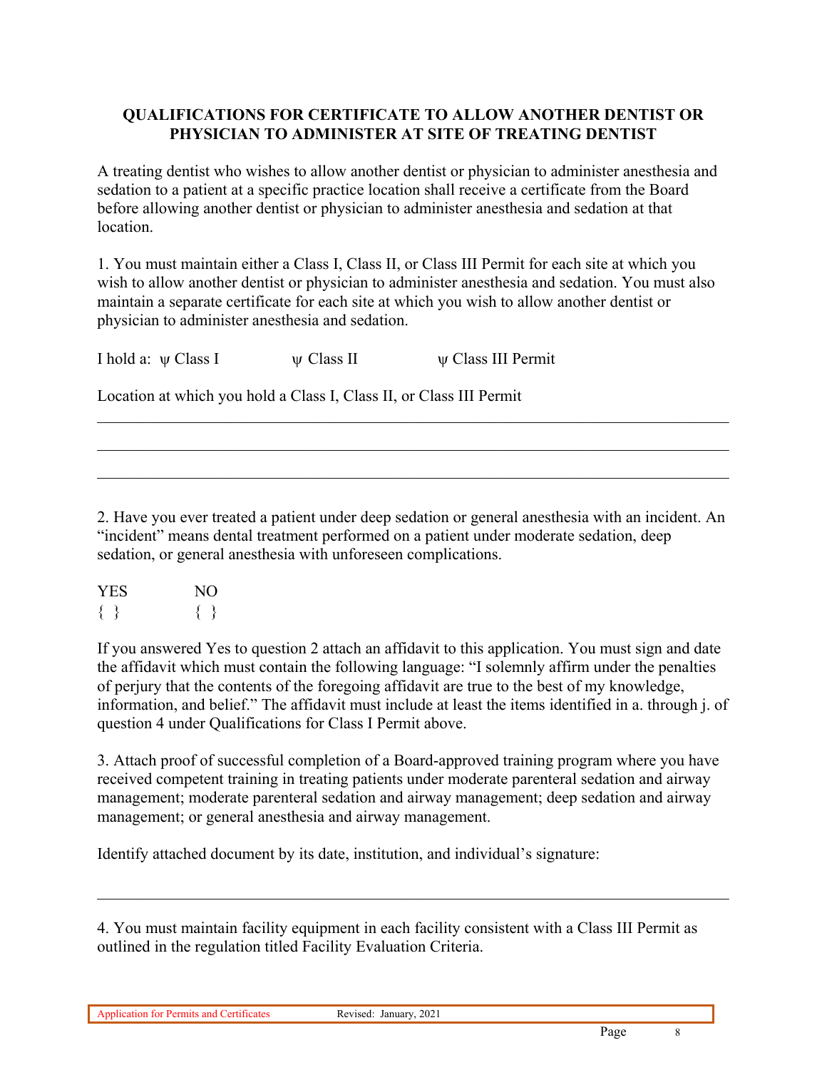## QUALIFICATIONS FOR CERTIFICATE TO ALLOW ANOTHER DENTIST OR PHYSICIAN TO ADMINISTER AT SITE OF TREATING DENTIST

A treating dentist who wishes to allow another dentist or physician to administer anesthesia and sedation to a patient at a specific practice location shall receive a certificate from the Board before allowing another dentist or physician to administer anesthesia and sedation at that location.

1. You must maintain either a Class I, Class II, or Class III Permit for each site at which you wish to allow another dentist or physician to administer anesthesia and sedation. You must also maintain a separate certificate for each site at which you wish to allow another dentist or physician to administer anesthesia and sedation.

I hold a: ψ Class I ψ Class II ψ Class III Permit

Location at which you hold a Class I, Class II, or Class III Permit

\_\_\_\_\_\_\_\_\_\_\_\_\_\_\_\_\_\_\_\_\_\_\_\_\_\_\_\_\_\_\_\_\_\_\_\_\_\_\_\_\_\_\_\_\_\_\_\_\_\_\_\_\_\_\_\_\_\_\_\_\_\_\_\_\_\_\_\_\_\_

\_\_\_\_\_\_\_\_\_\_\_\_\_\_\_\_\_\_\_\_\_\_\_\_\_\_\_\_\_\_\_\_\_\_\_\_\_\_\_\_\_\_\_\_\_\_\_\_\_\_\_\_\_\_\_\_\_\_\_\_\_\_\_\_\_\_\_\_\_\_

\_\_\_\_\_\_\_\_\_\_\_\_\_\_\_\_\_\_\_\_\_\_\_\_\_\_\_\_\_\_\_\_\_\_\_\_\_\_\_\_\_\_\_\_\_\_\_\_\_\_\_\_\_\_\_\_\_\_\_\_\_\_\_\_\_\_\_\_\_\_

2. Have you ever treated a patient under deep sedation or general anesthesia with an incident. An "incident" means dental treatment performed on a patient under moderate sedation, deep sedation, or general anesthesia with unforeseen complications.

| YES | NO |
|---|---|
| { } | { } |

If you answered Yes to question 2 attach an affidavit to this application. You must sign and date the affidavit which must contain the following language: "I solemnly affirm under the penalties of perjury that the contents of the foregoing affidavit are true to the best of my knowledge, information, and belief." The affidavit must include at least the items identified in a. through j. of question 4 under Qualifications for Class I Permit above.

3. Attach proof of successful completion of a Board-approved training program where you have received competent training in treating patients under moderate parenteral sedation and airway management; moderate parenteral sedation and airway management; deep sedation and airway management; or general anesthesia and airway management.

Identify attached document by its date, institution, and individual's signature:

\_\_\_\_\_\_\_\_\_\_\_\_\_\_\_\_\_\_\_\_\_\_\_\_\_\_\_\_\_\_\_\_\_\_\_\_\_\_\_\_\_\_\_\_\_\_\_\_\_\_\_\_\_\_\_\_\_\_\_\_\_\_\_\_\_\_\_\_\_\_

4. You must maintain facility equipment in each facility consistent with a Class III Permit as outlined in the regulation titled Facility Evaluation Criteria.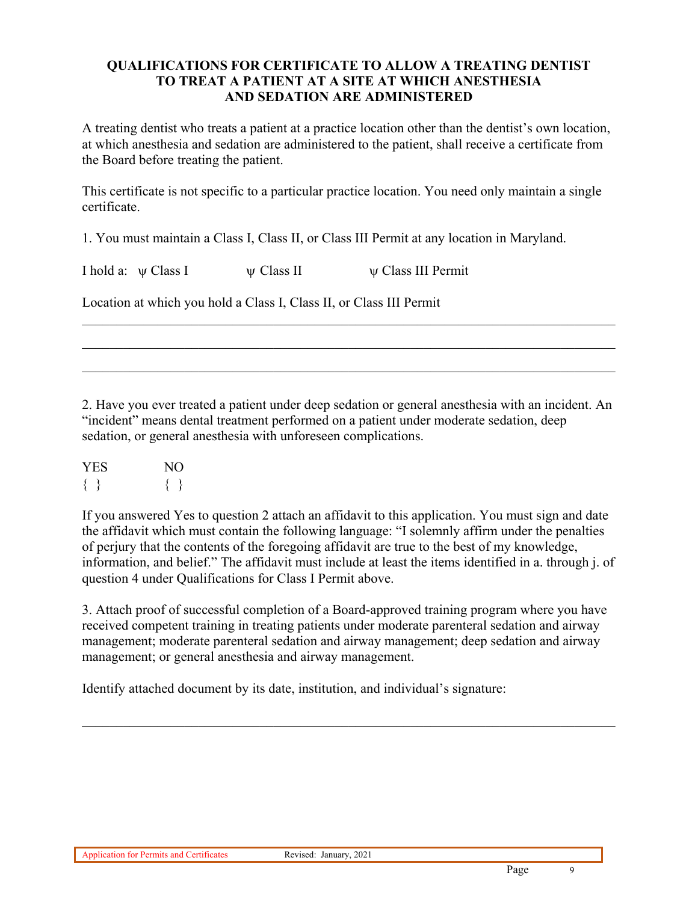**QUALIFICATIONS FOR CERTIFICATE TO ALLOW A TREATING DENTIST TO TREAT A PATIENT AT A SITE AT WHICH ANESTHESIA AND SEDATION ARE ADMINISTERED**

A treating dentist who treats a patient at a practice location other than the dentist's own location, at which anesthesia and sedation are administered to the patient, shall receive a certificate from the Board before treating the patient.

This certificate is not specific to a particular practice location. You need only maintain a single certificate.

1. You must maintain a Class I, Class II, or Class III Permit at any location in Maryland.

I hold a: ψ Class I ψ Class II ψ Class III Permit

Location at which you hold a Class I, Class II, or Class III Permit

\_\_\_\_\_\_\_\_\_\_\_\_\_\_\_\_\_\_\_\_\_\_\_\_\_\_\_\_\_\_\_\_\_\_\_\_\_\_\_\_\_\_\_\_\_\_\_\_\_\_\_\_\_\_\_\_\_\_\_\_\_\_\_\_\_\_\_\_

\_\_\_\_\_\_\_\_\_\_\_\_\_\_\_\_\_\_\_\_\_\_\_\_\_\_\_\_\_\_\_\_\_\_\_\_\_\_\_\_\_\_\_\_\_\_\_\_\_\_\_\_\_\_\_\_\_\_\_\_\_\_\_\_\_\_\_\_

\_\_\_\_\_\_\_\_\_\_\_\_\_\_\_\_\_\_\_\_\_\_\_\_\_\_\_\_\_\_\_\_\_\_\_\_\_\_\_\_\_\_\_\_\_\_\_\_\_\_\_\_\_\_\_\_\_\_\_\_\_\_\_\_\_\_\_\_

2. Have you ever treated a patient under deep sedation or general anesthesia with an incident. An "incident" means dental treatment performed on a patient under moderate sedation, deep sedation, or general anesthesia with unforeseen complications.

| YES | NO |
|---|---|
| { } | { } |

If you answered Yes to question 2 attach an affidavit to this application. You must sign and date the affidavit which must contain the following language: "I solemnly affirm under the penalties of perjury that the contents of the foregoing affidavit are true to the best of my knowledge, information, and belief." The affidavit must include at least the items identified in a. through j. of question 4 under Qualifications for Class I Permit above.

3. Attach proof of successful completion of a Board-approved training program where you have received competent training in treating patients under moderate parenteral sedation and airway management; moderate parenteral sedation and airway management; deep sedation and airway management; or general anesthesia and airway management.

Identify attached document by its date, institution, and individual's signature:

\_\_\_\_\_\_\_\_\_\_\_\_\_\_\_\_\_\_\_\_\_\_\_\_\_\_\_\_\_\_\_\_\_\_\_\_\_\_\_\_\_\_\_\_\_\_\_\_\_\_\_\_\_\_\_\_\_\_\_\_\_\_\_\_\_\_\_\_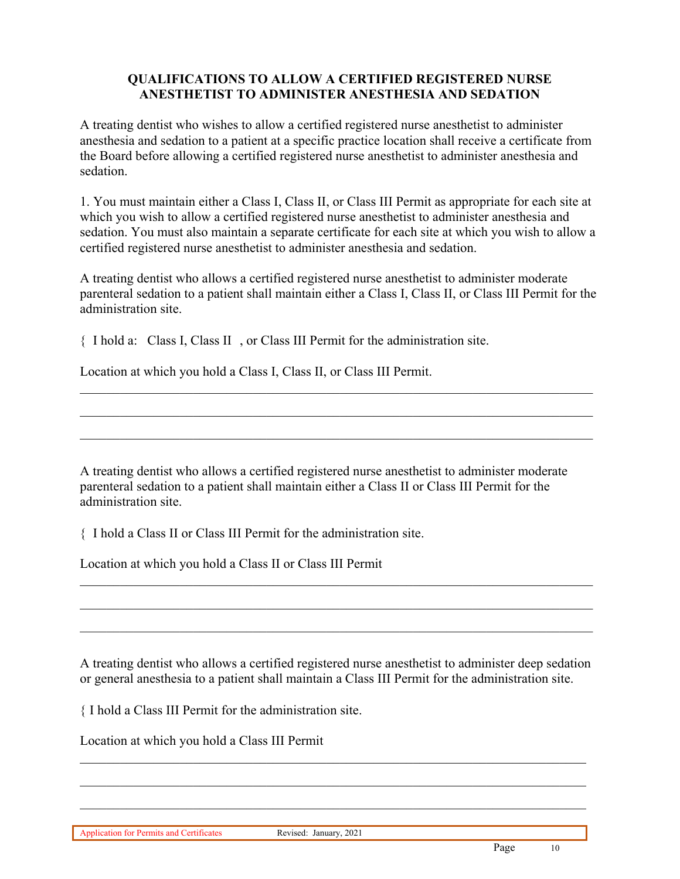## QUALIFICATIONS TO ALLOW A CERTIFIED REGISTERED NURSE ANESTHETIST TO ADMINISTER ANESTHESIA AND SEDATION

A treating dentist who wishes to allow a certified registered nurse anesthetist to administer anesthesia and sedation to a patient at a specific practice location shall receive a certificate from the Board before allowing a certified registered nurse anesthetist to administer anesthesia and sedation.

1. You must maintain either a Class I, Class II, or Class III Permit as appropriate for each site at which you wish to allow a certified registered nurse anesthetist to administer anesthesia and sedation. You must also maintain a separate certificate for each site at which you wish to allow a certified registered nurse anesthetist to administer anesthesia and sedation.

A treating dentist who allows a certified registered nurse anesthetist to administer moderate parenteral sedation to a patient shall maintain either a Class I, Class II, or Class III Permit for the administration site.

{ I hold a: Class I, Class II , or Class III Permit for the administration site.

Location at which you hold a Class I, Class II, or Class III Permit.

\_\_\_\_\_\_\_\_\_\_\_\_\_\_\_\_\_\_\_\_\_\_\_\_\_\_\_\_\_\_\_\_\_\_\_\_\_\_\_\_\_\_\_\_\_\_\_\_\_\_\_\_\_\_\_\_\_\_\_\_\_\_\_\_\_\_\_\_\_\_\_\_

\_\_\_\_\_\_\_\_\_\_\_\_\_\_\_\_\_\_\_\_\_\_\_\_\_\_\_\_\_\_\_\_\_\_\_\_\_\_\_\_\_\_\_\_\_\_\_\_\_\_\_\_\_\_\_\_\_\_\_\_\_\_\_\_\_\_\_\_\_\_\_\_

\_\_\_\_\_\_\_\_\_\_\_\_\_\_\_\_\_\_\_\_\_\_\_\_\_\_\_\_\_\_\_\_\_\_\_\_\_\_\_\_\_\_\_\_\_\_\_\_\_\_\_\_\_\_\_\_\_\_\_\_\_\_\_\_\_\_\_\_\_\_\_\_

A treating dentist who allows a certified registered nurse anesthetist to administer moderate parenteral sedation to a patient shall maintain either a Class II or Class III Permit for the administration site.

{ I hold a Class II or Class III Permit for the administration site.

Location at which you hold a Class II or Class III Permit

\_\_\_\_\_\_\_\_\_\_\_\_\_\_\_\_\_\_\_\_\_\_\_\_\_\_\_\_\_\_\_\_\_\_\_\_\_\_\_\_\_\_\_\_\_\_\_\_\_\_\_\_\_\_\_\_\_\_\_\_\_\_\_\_\_\_\_\_\_\_\_\_

\_\_\_\_\_\_\_\_\_\_\_\_\_\_\_\_\_\_\_\_\_\_\_\_\_\_\_\_\_\_\_\_\_\_\_\_\_\_\_\_\_\_\_\_\_\_\_\_\_\_\_\_\_\_\_\_\_\_\_\_\_\_\_\_\_\_\_\_\_\_\_\_

\_\_\_\_\_\_\_\_\_\_\_\_\_\_\_\_\_\_\_\_\_\_\_\_\_\_\_\_\_\_\_\_\_\_\_\_\_\_\_\_\_\_\_\_\_\_\_\_\_\_\_\_\_\_\_\_\_\_\_\_\_\_\_\_\_\_\_\_\_\_\_\_

A treating dentist who allows a certified registered nurse anesthetist to administer deep sedation or general anesthesia to a patient shall maintain a Class III Permit for the administration site.

{ I hold a Class III Permit for the administration site.

Location at which you hold a Class III Permit

\_\_\_\_\_\_\_\_\_\_\_\_\_\_\_\_\_\_\_\_\_\_\_\_\_\_\_\_\_\_\_\_\_\_\_\_\_\_\_\_\_\_\_\_\_\_\_\_\_\_\_\_\_\_\_\_\_\_\_\_\_\_\_\_\_\_\_\_\_\_\_\_

\_\_\_\_\_\_\_\_\_\_\_\_\_\_\_\_\_\_\_\_\_\_\_\_\_\_\_\_\_\_\_\_\_\_\_\_\_\_\_\_\_\_\_\_\_\_\_\_\_\_\_\_\_\_\_\_\_\_\_\_\_\_\_\_\_\_\_\_\_\_\_\_

\_\_\_\_\_\_\_\_\_\_\_\_\_\_\_\_\_\_\_\_\_\_\_\_\_\_\_\_\_\_\_\_\_\_\_\_\_\_\_\_\_\_\_\_\_\_\_\_\_\_\_\_\_\_\_\_\_\_\_\_\_\_\_\_\_\_\_\_\_\_\_\_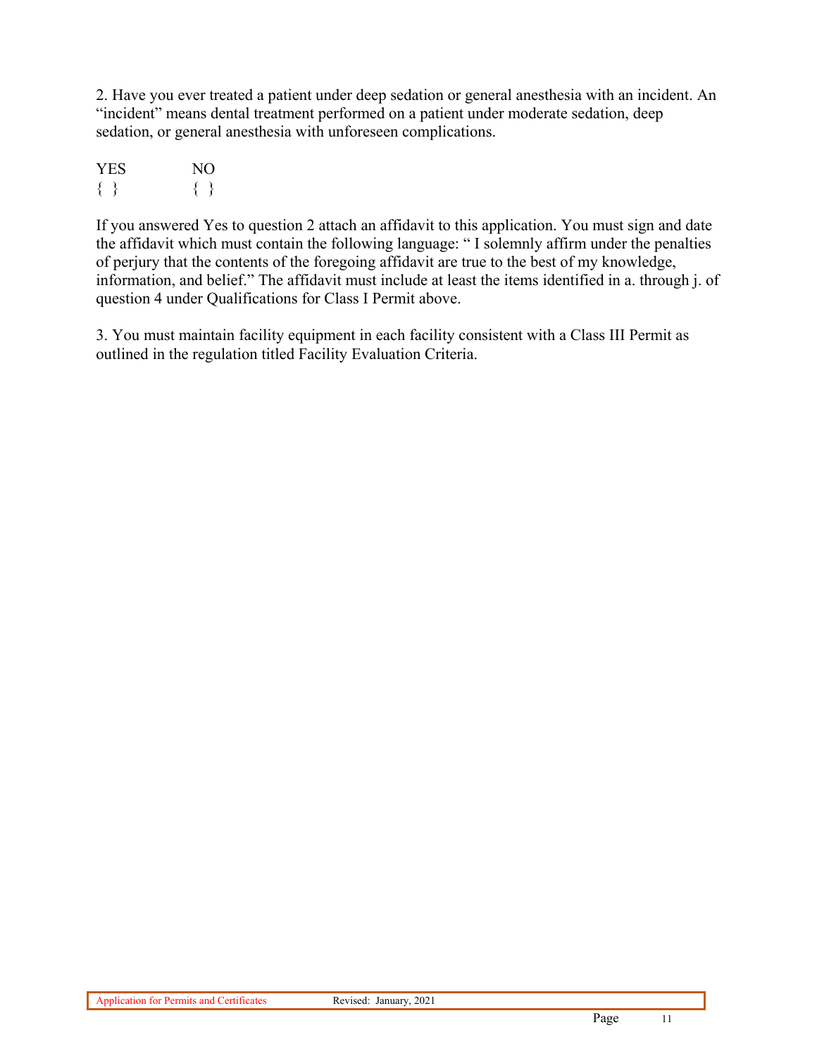2. Have you ever treated a patient under deep sedation or general anesthesia with an incident. An "incident" means dental treatment performed on a patient under moderate sedation, deep sedation, or general anesthesia with unforeseen complications.

| YES | NO |
| --- | --- |
| { } | { } |

If you answered Yes to question 2 attach an affidavit to this application. You must sign and date the affidavit which must contain the following language: " I solemnly affirm under the penalties of perjury that the contents of the foregoing affidavit are true to the best of my knowledge, information, and belief." The affidavit must include at least the items identified in a. through j. of question 4 under Qualifications for Class I Permit above.

3. You must maintain facility equipment in each facility consistent with a Class III Permit as outlined in the regulation titled Facility Evaluation Criteria.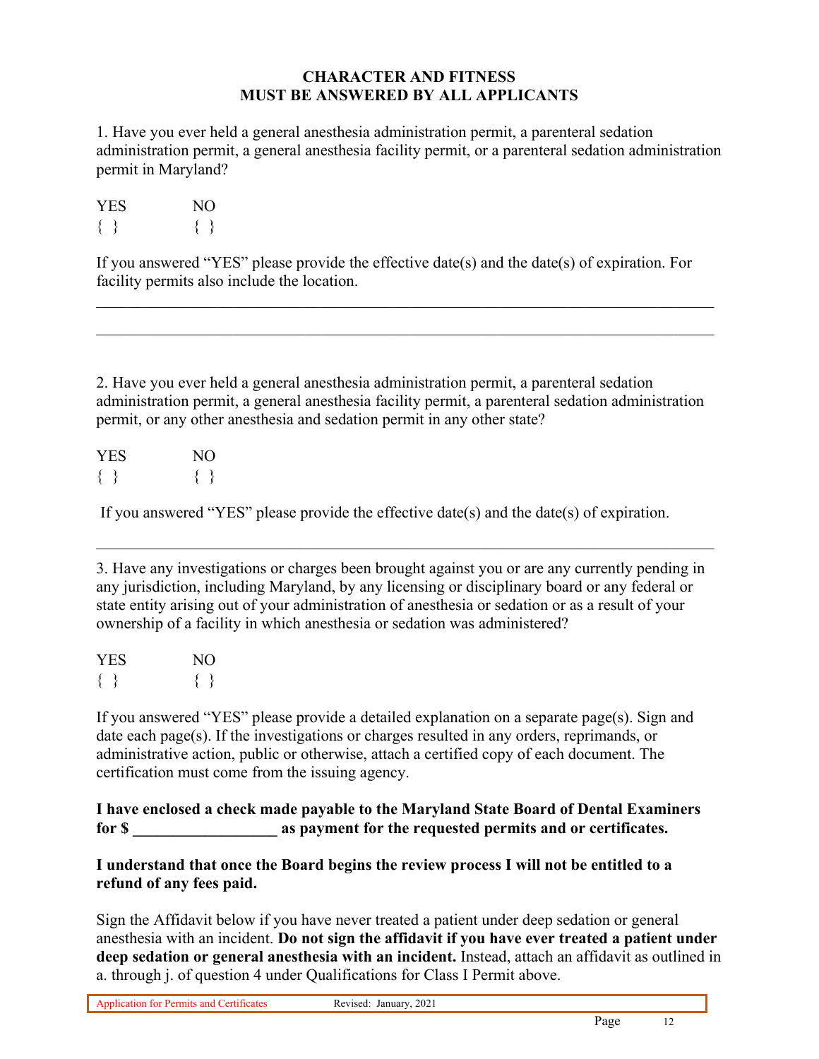## CHARACTER AND FITNESS
## MUST BE ANSWERED BY ALL APPLICANTS

1. Have you ever held a general anesthesia administration permit, a parenteral sedation administration permit, a general anesthesia facility permit, or a parenteral sedation administration permit in Maryland?

YES NO
{ } { }

If you answered "YES" please provide the effective date(s) and the date(s) of expiration. For facility permits also include the location.

______________________________________________________________________________

______________________________________________________________________________

2. Have you ever held a general anesthesia administration permit, a parenteral sedation administration permit, a general anesthesia facility permit, a parenteral sedation administration permit, or any other anesthesia and sedation permit in any other state?

YES NO
{ } { }

If you answered "YES" please provide the effective date(s) and the date(s) of expiration.

______________________________________________________________________________

3. Have any investigations or charges been brought against you or are any currently pending in any jurisdiction, including Maryland, by any licensing or disciplinary board or any federal or state entity arising out of your administration of anesthesia or sedation or as a result of your ownership of a facility in which anesthesia or sedation was administered?

YES NO
{ } { }

If you answered "YES" please provide a detailed explanation on a separate page(s). Sign and date each page(s). If the investigations or charges resulted in any orders, reprimands, or administrative action, public or otherwise, attach a certified copy of each document. The certification must come from the issuing agency.

**I have enclosed a check made payable to the Maryland State Board of Dental Examiners for $ __________________ as payment for the requested permits and or certificates.**

**I understand that once the Board begins the review process I will not be entitled to a refund of any fees paid.**

Sign the Affidavit below if you have never treated a patient under deep sedation or general anesthesia with an incident. **Do not sign the affidavit if you have ever treated a patient under deep sedation or general anesthesia with an incident.** Instead, attach an affidavit as outlined in a. through j. of question 4 under Qualifications for Class I Permit above.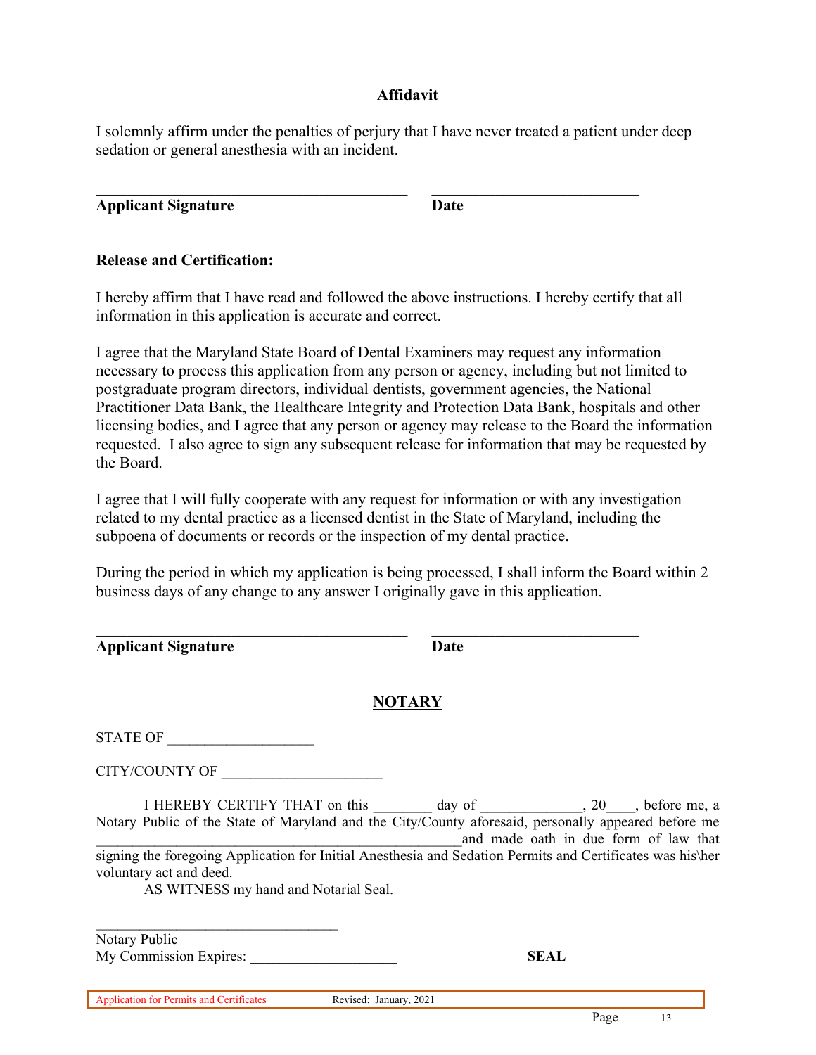## Affidavit

I solemnly affirm under the penalties of perjury that I have never treated a patient under deep sedation or general anesthesia with an incident.

_________________________________________ ___________________________

**Applicant Signature** **Date**

**Release and Certification:**

I hereby affirm that I have read and followed the above instructions. I hereby certify that all information in this application is accurate and correct.

I agree that the Maryland State Board of Dental Examiners may request any information necessary to process this application from any person or agency, including but not limited to postgraduate program directors, individual dentists, government agencies, the National Practitioner Data Bank, the Healthcare Integrity and Protection Data Bank, hospitals and other licensing bodies, and I agree that any person or agency may release to the Board the information requested. I also agree to sign any subsequent release for information that may be requested by the Board.

I agree that I will fully cooperate with any request for information or with any investigation related to my dental practice as a licensed dentist in the State of Maryland, including the subpoena of documents or records or the inspection of my dental practice.

During the period in which my application is being processed, I shall inform the Board within 2 business days of any change to any answer I originally gave in this application.

_________________________________________ ___________________________

**Applicant Signature** **Date**

## NOTARY

STATE OF ___________________

CITY/COUNTY OF _____________________

I HEREBY CERTIFY THAT on this ________ day of _____________, 20____, before me, a Notary Public of the State of Maryland and the City/County aforesaid, personally appeared before me ________________________________________________and made oath in due form of law that signing the foregoing Application for Initial Anesthesia and Sedation Permits and Certificates was his\her voluntary act and deed.

AS WITNESS my hand and Notarial Seal.

________________________________

Notary Public
My Commission Expires: ____________________ **SEAL**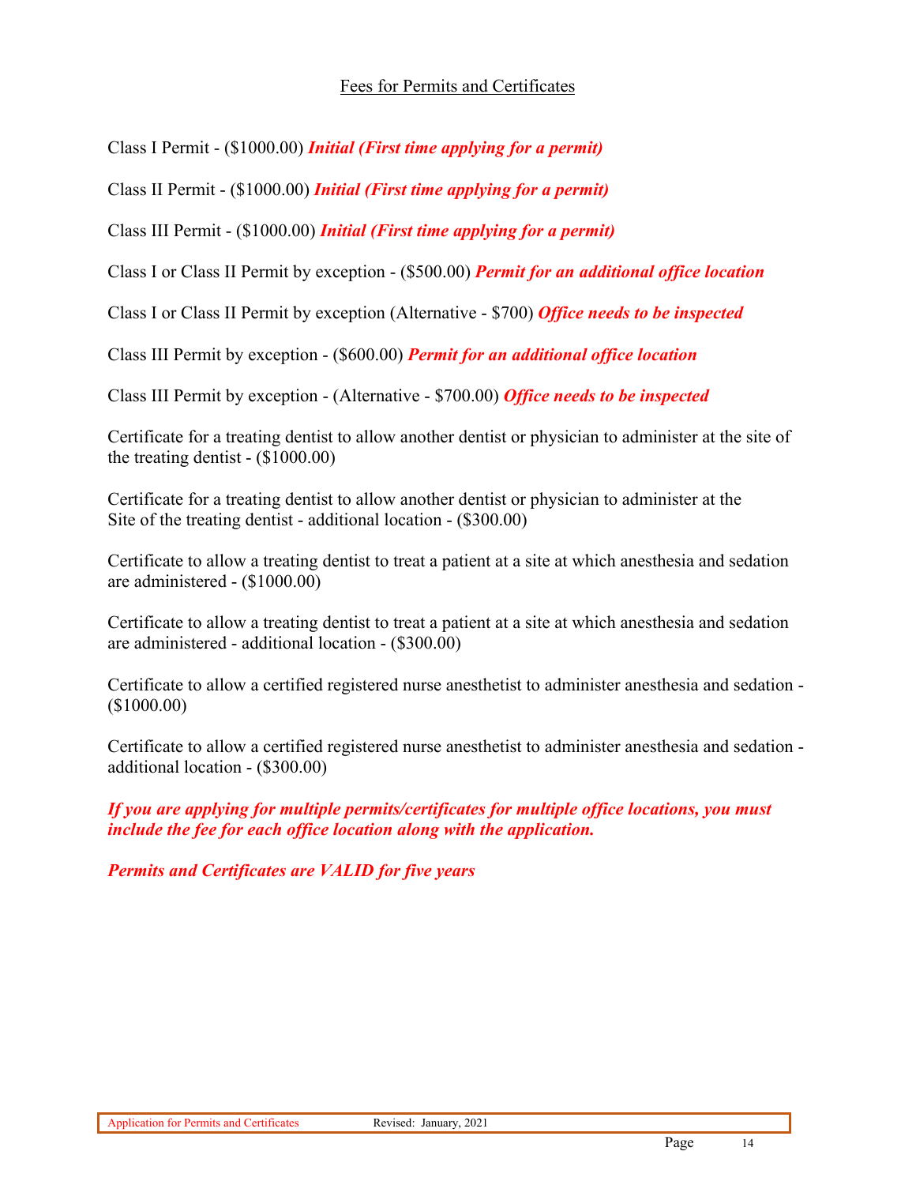## Fees for Permits and Certificates

Class I Permit - ($1000.00) ***Initial (First time applying for a permit)***

Class II Permit - ($1000.00) ***Initial (First time applying for a permit)***

Class III Permit - ($1000.00) ***Initial (First time applying for a permit)***

Class I or Class II Permit by exception - ($500.00) ***Permit for an additional office location***

Class I or Class II Permit by exception (Alternative - $700) ***Office needs to be inspected***

Class III Permit by exception - ($600.00) ***Permit for an additional office location***

Class III Permit by exception - (Alternative - $700.00) ***Office needs to be inspected***

Certificate for a treating dentist to allow another dentist or physician to administer at the site of the treating dentist - ($1000.00)

Certificate for a treating dentist to allow another dentist or physician to administer at the Site of the treating dentist - additional location - ($300.00)

Certificate to allow a treating dentist to treat a patient at a site at which anesthesia and sedation are administered - ($1000.00)

Certificate to allow a treating dentist to treat a patient at a site at which anesthesia and sedation are administered - additional location - ($300.00)

Certificate to allow a certified registered nurse anesthetist to administer anesthesia and sedation - ($1000.00)

Certificate to allow a certified registered nurse anesthetist to administer anesthesia and sedation - additional location - ($300.00)

***If you are applying for multiple permits/certificates for multiple office locations, you must include the fee for each office location along with the application.***

***Permits and Certificates are VALID for five years***